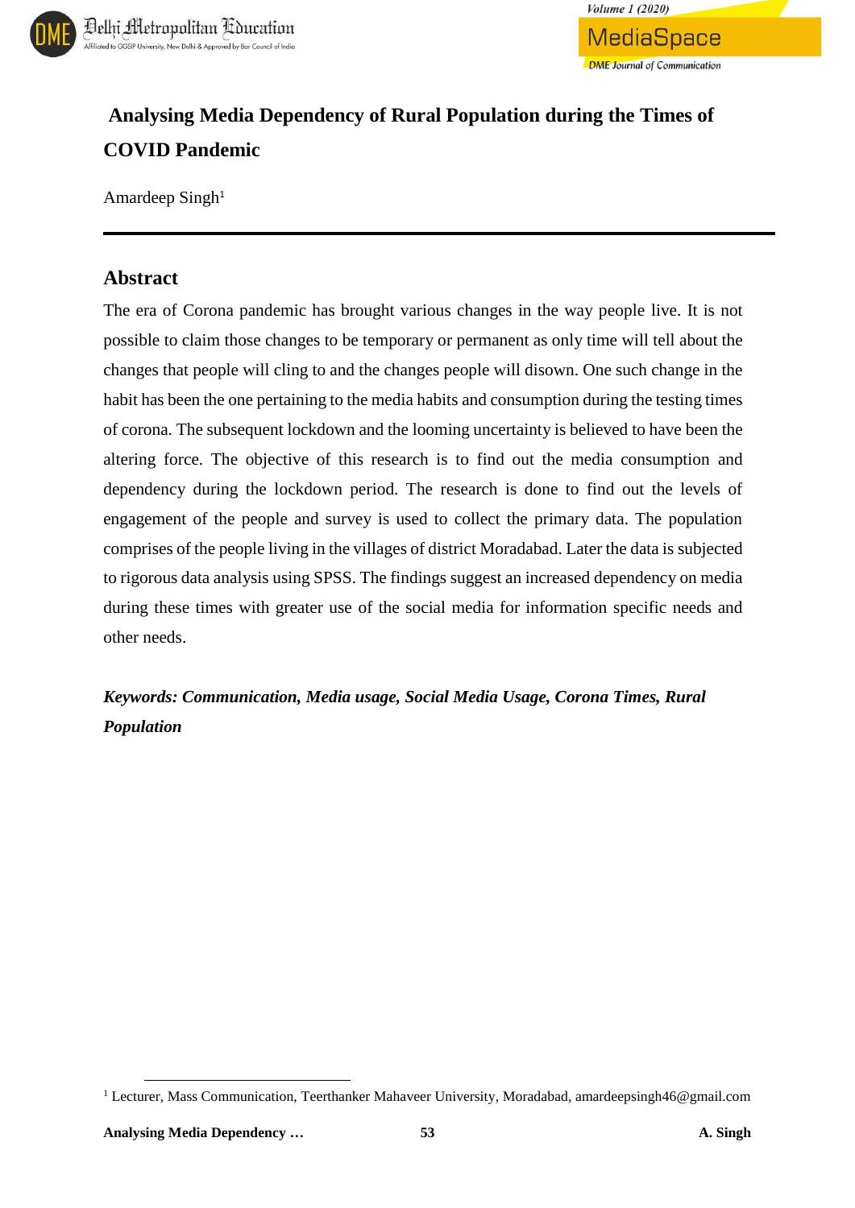# Analysing Media Dependency of Rural Population during the Times of COVID Pandemic

Amardeep Singh[1]

## Abstract

The era of Corona pandemic has brought various changes in the way people live. It is not possible to claim those changes to be temporary or permanent as only time will tell about the changes that people will cling to and the changes people will disown. One such change in the habit has been the one pertaining to the media habits and consumption during the testing times of corona. The subsequent lockdown and the looming uncertainty is believed to have been the altering force. The objective of this research is to find out the media consumption and dependency during the lockdown period. The research is done to find out the levels of engagement of the people and survey is used to collect the primary data. The population comprises of the people living in the villages of district Moradabad. Later the data is subjected to rigorous data analysis using SPSS. The findings suggest an increased dependency on media during these times with greater use of the social media for information specific needs and other needs.

***Keywords: Communication, Media usage, Social Media Usage, Corona Times, Rural Population***

[1] Lecturer, Mass Communication, Teerthanker Mahaveer University, Moradabad, amardeepsingh46@gmail.com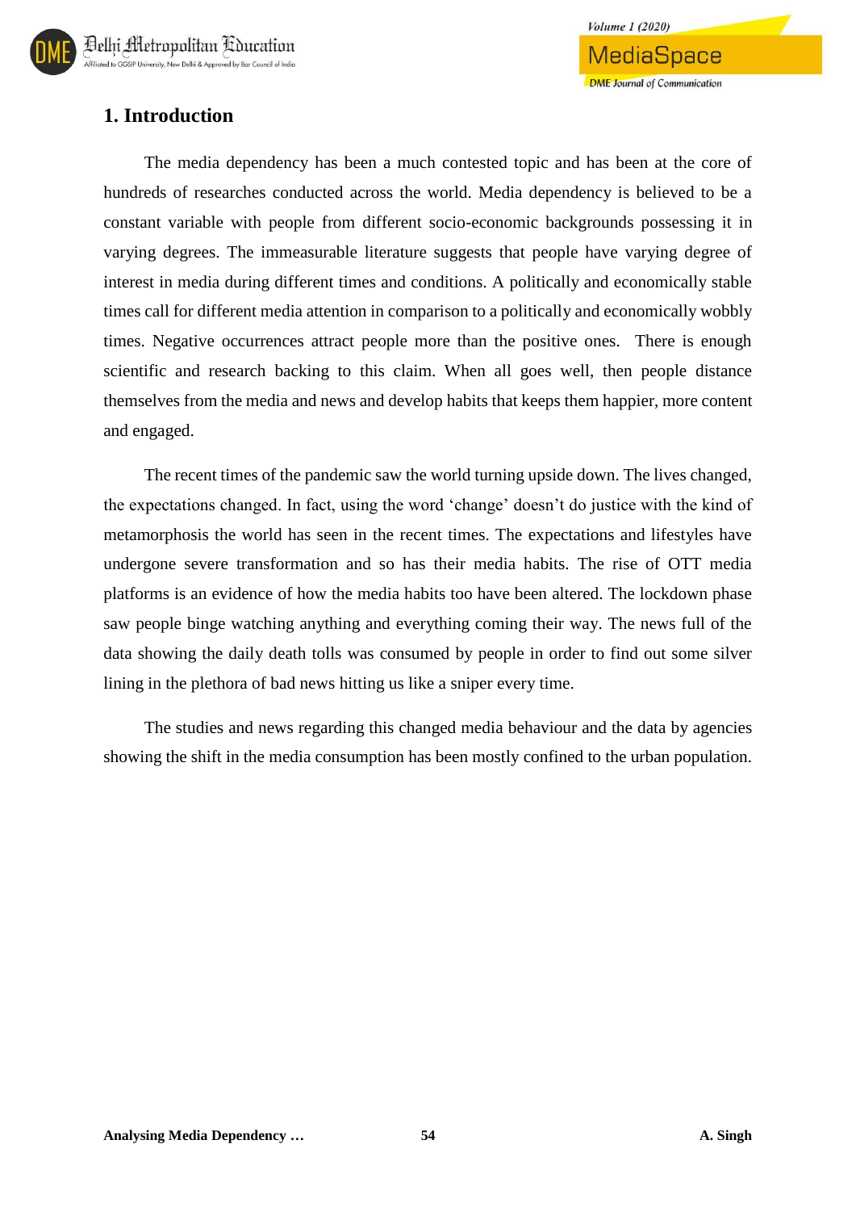## 1. Introduction

The media dependency has been a much contested topic and has been at the core of hundreds of researches conducted across the world. Media dependency is believed to be a constant variable with people from different socio-economic backgrounds possessing it in varying degrees. The immeasurable literature suggests that people have varying degree of interest in media during different times and conditions. A politically and economically stable times call for different media attention in comparison to a politically and economically wobbly times. Negative occurrences attract people more than the positive ones. There is enough scientific and research backing to this claim. When all goes well, then people distance themselves from the media and news and develop habits that keeps them happier, more content and engaged.

The recent times of the pandemic saw the world turning upside down. The lives changed, the expectations changed. In fact, using the word 'change' doesn't do justice with the kind of metamorphosis the world has seen in the recent times. The expectations and lifestyles have undergone severe transformation and so has their media habits. The rise of OTT media platforms is an evidence of how the media habits too have been altered. The lockdown phase saw people binge watching anything and everything coming their way. The news full of the data showing the daily death tolls was consumed by people in order to find out some silver lining in the plethora of bad news hitting us like a sniper every time.

The studies and news regarding this changed media behaviour and the data by agencies showing the shift in the media consumption has been mostly confined to the urban population.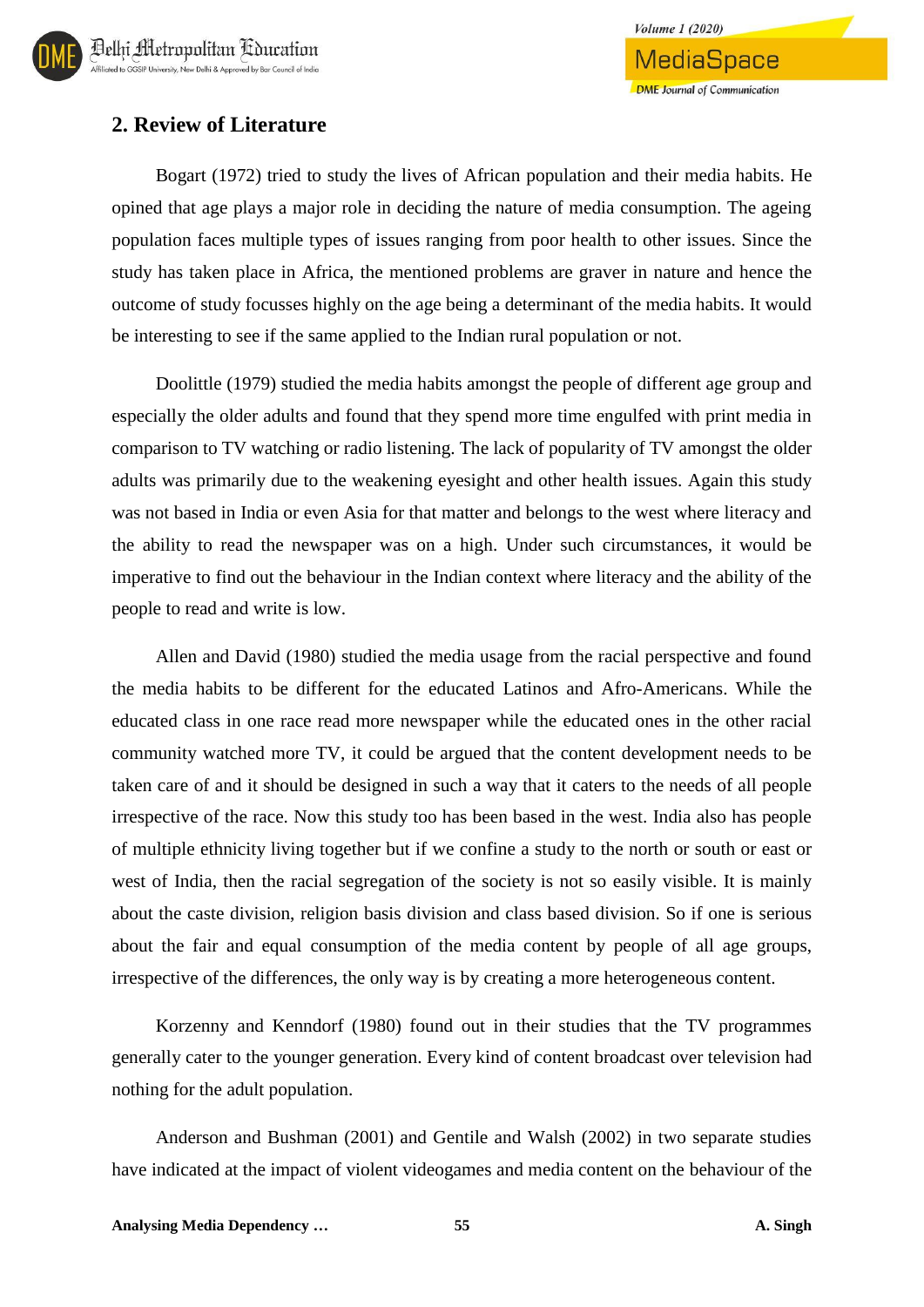## 2. Review of Literature

Bogart (1972) tried to study the lives of African population and their media habits. He opined that age plays a major role in deciding the nature of media consumption. The ageing population faces multiple types of issues ranging from poor health to other issues. Since the study has taken place in Africa, the mentioned problems are graver in nature and hence the outcome of study focusses highly on the age being a determinant of the media habits. It would be interesting to see if the same applied to the Indian rural population or not.

Doolittle (1979) studied the media habits amongst the people of different age group and especially the older adults and found that they spend more time engulfed with print media in comparison to TV watching or radio listening. The lack of popularity of TV amongst the older adults was primarily due to the weakening eyesight and other health issues. Again this study was not based in India or even Asia for that matter and belongs to the west where literacy and the ability to read the newspaper was on a high. Under such circumstances, it would be imperative to find out the behaviour in the Indian context where literacy and the ability of the people to read and write is low.

Allen and David (1980) studied the media usage from the racial perspective and found the media habits to be different for the educated Latinos and Afro-Americans. While the educated class in one race read more newspaper while the educated ones in the other racial community watched more TV, it could be argued that the content development needs to be taken care of and it should be designed in such a way that it caters to the needs of all people irrespective of the race. Now this study too has been based in the west. India also has people of multiple ethnicity living together but if we confine a study to the north or south or east or west of India, then the racial segregation of the society is not so easily visible. It is mainly about the caste division, religion basis division and class based division. So if one is serious about the fair and equal consumption of the media content by people of all age groups, irrespective of the differences, the only way is by creating a more heterogeneous content.

Korzenny and Kenndorf (1980) found out in their studies that the TV programmes generally cater to the younger generation. Every kind of content broadcast over television had nothing for the adult population.

Anderson and Bushman (2001) and Gentile and Walsh (2002) in two separate studies have indicated at the impact of violent videogames and media content on the behaviour of the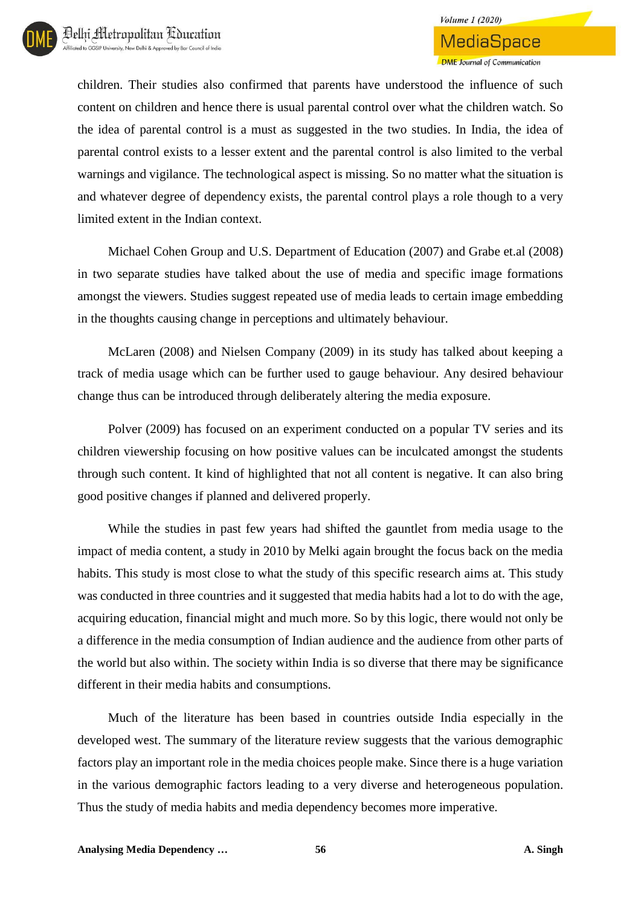children. Their studies also confirmed that parents have understood the influence of such content on children and hence there is usual parental control over what the children watch. So the idea of parental control is a must as suggested in the two studies. In India, the idea of parental control exists to a lesser extent and the parental control is also limited to the verbal warnings and vigilance. The technological aspect is missing. So no matter what the situation is and whatever degree of dependency exists, the parental control plays a role though to a very limited extent in the Indian context.

Michael Cohen Group and U.S. Department of Education (2007) and Grabe et.al (2008) in two separate studies have talked about the use of media and specific image formations amongst the viewers. Studies suggest repeated use of media leads to certain image embedding in the thoughts causing change in perceptions and ultimately behaviour.

McLaren (2008) and Nielsen Company (2009) in its study has talked about keeping a track of media usage which can be further used to gauge behaviour. Any desired behaviour change thus can be introduced through deliberately altering the media exposure.

Polver (2009) has focused on an experiment conducted on a popular TV series and its children viewership focusing on how positive values can be inculcated amongst the students through such content. It kind of highlighted that not all content is negative. It can also bring good positive changes if planned and delivered properly.

While the studies in past few years had shifted the gauntlet from media usage to the impact of media content, a study in 2010 by Melki again brought the focus back on the media habits. This study is most close to what the study of this specific research aims at. This study was conducted in three countries and it suggested that media habits had a lot to do with the age, acquiring education, financial might and much more. So by this logic, there would not only be a difference in the media consumption of Indian audience and the audience from other parts of the world but also within. The society within India is so diverse that there may be significance different in their media habits and consumptions.

Much of the literature has been based in countries outside India especially in the developed west. The summary of the literature review suggests that the various demographic factors play an important role in the media choices people make. Since there is a huge variation in the various demographic factors leading to a very diverse and heterogeneous population. Thus the study of media habits and media dependency becomes more imperative.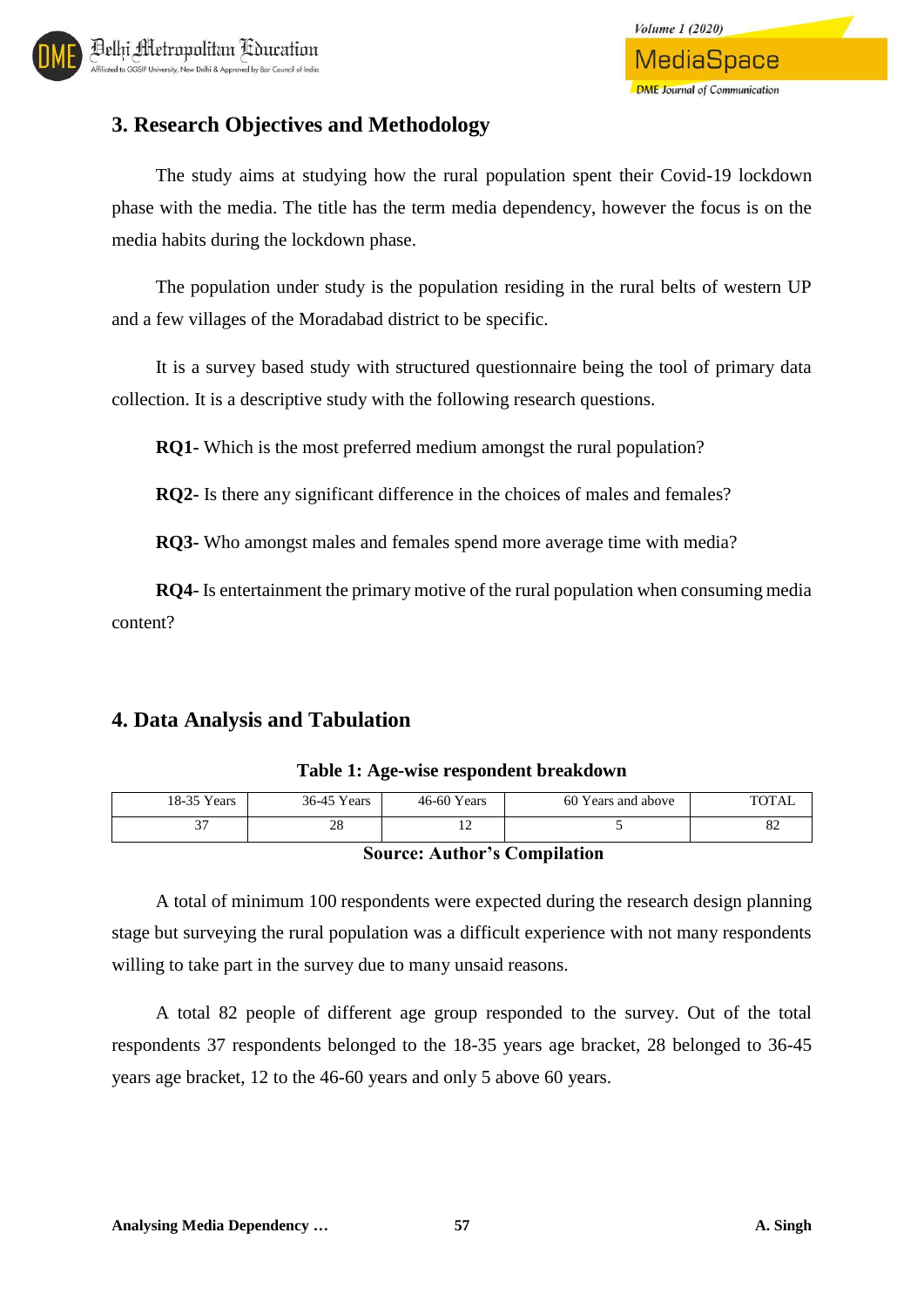## 3. Research Objectives and Methodology

The study aims at studying how the rural population spent their Covid-19 lockdown phase with the media. The title has the term media dependency, however the focus is on the media habits during the lockdown phase.

The population under study is the population residing in the rural belts of western UP and a few villages of the Moradabad district to be specific.

It is a survey based study with structured questionnaire being the tool of primary data collection. It is a descriptive study with the following research questions.

**RQ1-** Which is the most preferred medium amongst the rural population?

**RQ2-** Is there any significant difference in the choices of males and females?

**RQ3-** Who amongst males and females spend more average time with media?

**RQ4-** Is entertainment the primary motive of the rural population when consuming media content?

## 4. Data Analysis and Tabulation

**Table 1: Age-wise respondent breakdown**

| 18-35 Years | 36-45 Years | 46-60 Years | 60 Years and above | TOTAL |
|---|---|---|---|---|
| 37 | 28 | 12 | 5 | 82 |

**Source: Author's Compilation**

A total of minimum 100 respondents were expected during the research design planning stage but surveying the rural population was a difficult experience with not many respondents willing to take part in the survey due to many unsaid reasons.

A total 82 people of different age group responded to the survey. Out of the total respondents 37 respondents belonged to the 18-35 years age bracket, 28 belonged to 36-45 years age bracket, 12 to the 46-60 years and only 5 above 60 years.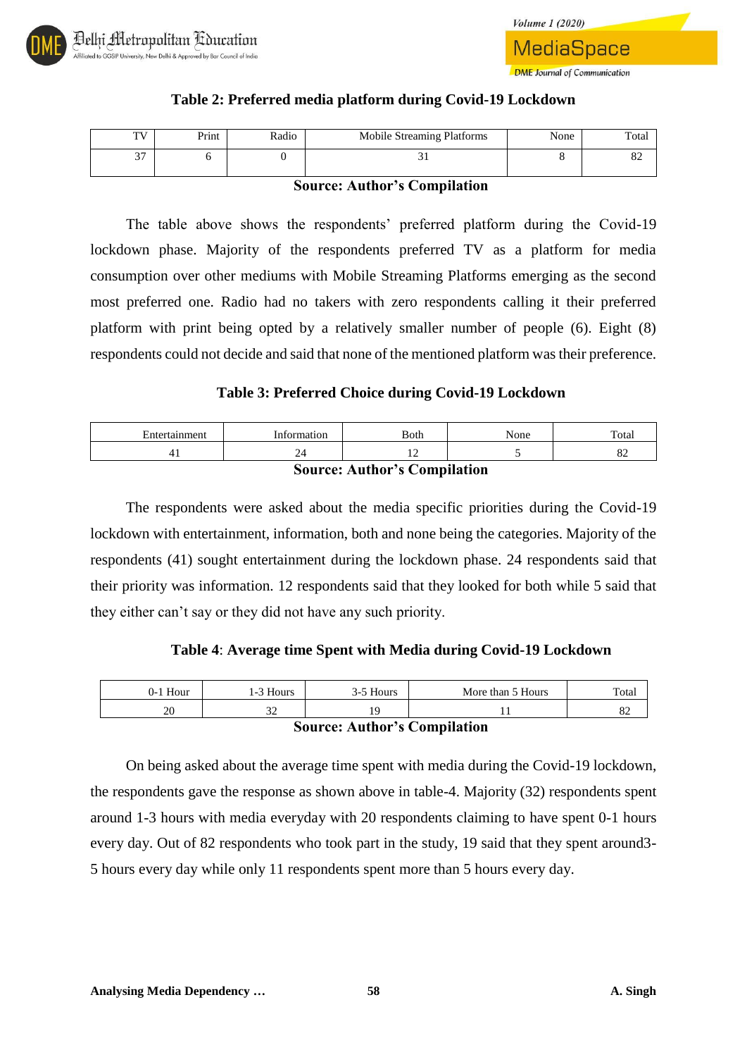**Table 2: Preferred media platform during Covid-19 Lockdown**

| TV | Print | Radio | Mobile Streaming Platforms | None | Total |
|---|---|---|---|---|---|
| 37 | 6 | 0 | 31 | 8 | 82 |

**Source: Author's Compilation**

The table above shows the respondents' preferred platform during the Covid-19 lockdown phase. Majority of the respondents preferred TV as a platform for media consumption over other mediums with Mobile Streaming Platforms emerging as the second most preferred one. Radio had no takers with zero respondents calling it their preferred platform with print being opted by a relatively smaller number of people (6). Eight (8) respondents could not decide and said that none of the mentioned platform was their preference.

**Table 3: Preferred Choice during Covid-19 Lockdown**

| Entertainment | Information | Both | None | Total |
|---|---|---|---|---|
| 41 | 24 | 12 | 5 | 82 |

**Source: Author's Compilation**

The respondents were asked about the media specific priorities during the Covid-19 lockdown with entertainment, information, both and none being the categories. Majority of the respondents (41) sought entertainment during the lockdown phase. 24 respondents said that their priority was information. 12 respondents said that they looked for both while 5 said that they either can't say or they did not have any such priority.

**Table 4**: **Average time Spent with Media during Covid-19 Lockdown**

| 0-1 Hour | 1-3 Hours | 3-5 Hours | More than 5 Hours | Total |
|---|---|---|---|---|
| 20 | 32 | 19 | 11 | 82 |

**Source: Author's Compilation**

On being asked about the average time spent with media during the Covid-19 lockdown, the respondents gave the response as shown above in table-4. Majority (32) respondents spent around 1-3 hours with media everyday with 20 respondents claiming to have spent 0-1 hours every day. Out of 82 respondents who took part in the study, 19 said that they spent around3-5 hours every day while only 11 respondents spent more than 5 hours every day.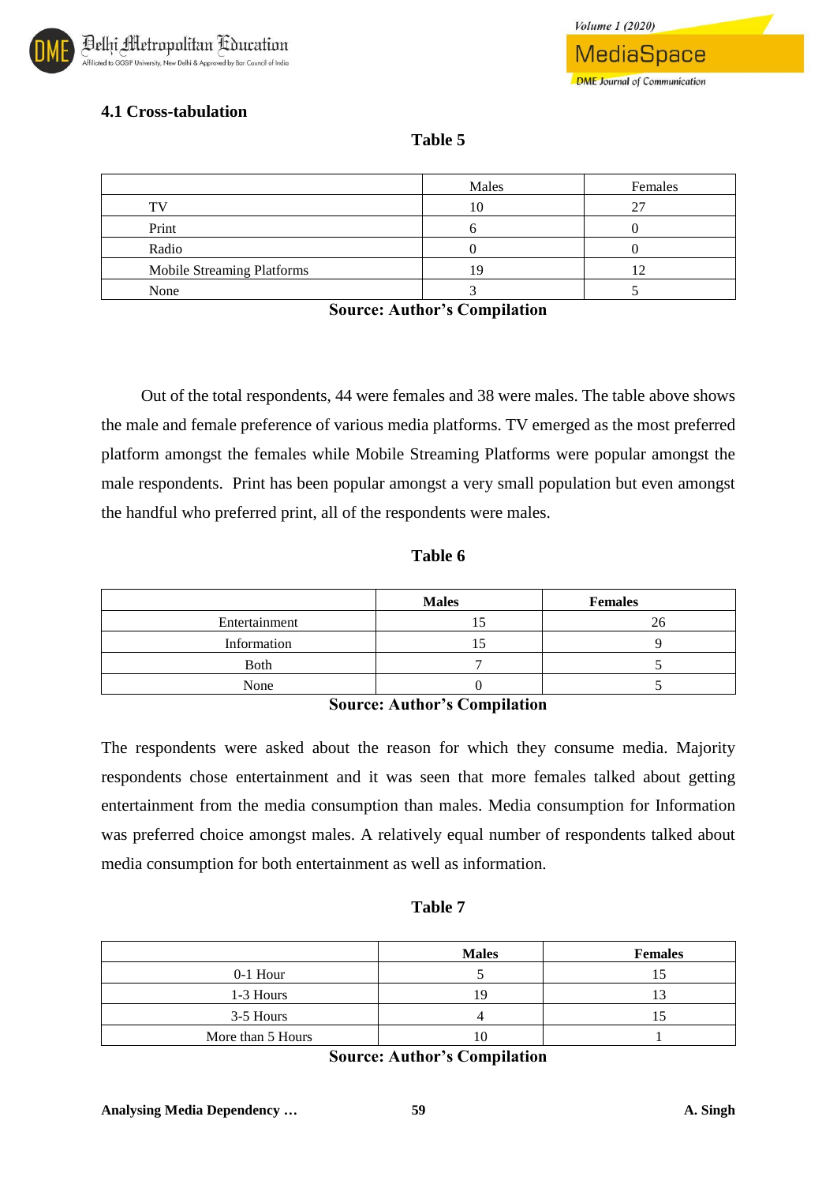### 4.1 Cross-tabulation

**Table 5**

| | Males | Females |
|---|---|---|
| TV | 10 | 27 |
| Print | 6 | 0 |
| Radio | 0 | 0 |
| Mobile Streaming Platforms | 19 | 12 |
| None | 3 | 5 |

**Source: Author's Compilation**

Out of the total respondents, 44 were females and 38 were males. The table above shows the male and female preference of various media platforms. TV emerged as the most preferred platform amongst the females while Mobile Streaming Platforms were popular amongst the male respondents. Print has been popular amongst a very small population but even amongst the handful who preferred print, all of the respondents were males.

**Table 6**

| | **Males** | **Females** |
|---|---|---|
| Entertainment | 15 | 26 |
| Information | 15 | 9 |
| Both | 7 | 5 |
| None | 0 | 5 |

**Source: Author's Compilation**

The respondents were asked about the reason for which they consume media. Majority respondents chose entertainment and it was seen that more females talked about getting entertainment from the media consumption than males. Media consumption for Information was preferred choice amongst males. A relatively equal number of respondents talked about media consumption for both entertainment as well as information.

**Table 7**

| | **Males** | **Females** |
|---|---|---|
| 0-1 Hour | 5 | 15 |
| 1-3 Hours | 19 | 13 |
| 3-5 Hours | 4 | 15 |
| More than 5 Hours | 10 | 1 |

**Source: Author's Compilation**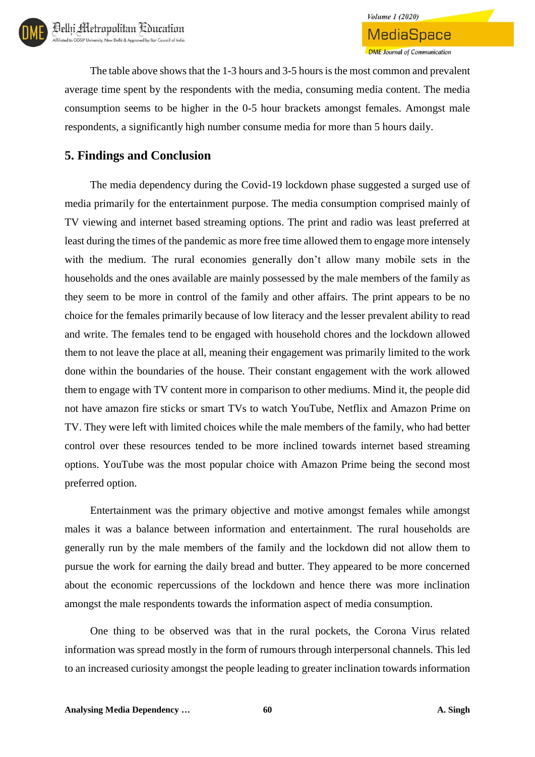The table above shows that the 1-3 hours and 3-5 hours is the most common and prevalent average time spent by the respondents with the media, consuming media content. The media consumption seems to be higher in the 0-5 hour brackets amongst females. Amongst male respondents, a significantly high number consume media for more than 5 hours daily.

## 5. Findings and Conclusion

The media dependency during the Covid-19 lockdown phase suggested a surged use of media primarily for the entertainment purpose. The media consumption comprised mainly of TV viewing and internet based streaming options. The print and radio was least preferred at least during the times of the pandemic as more free time allowed them to engage more intensely with the medium. The rural economies generally don't allow many mobile sets in the households and the ones available are mainly possessed by the male members of the family as they seem to be more in control of the family and other affairs. The print appears to be no choice for the females primarily because of low literacy and the lesser prevalent ability to read and write. The females tend to be engaged with household chores and the lockdown allowed them to not leave the place at all, meaning their engagement was primarily limited to the work done within the boundaries of the house. Their constant engagement with the work allowed them to engage with TV content more in comparison to other mediums. Mind it, the people did not have amazon fire sticks or smart TVs to watch YouTube, Netflix and Amazon Prime on TV. They were left with limited choices while the male members of the family, who had better control over these resources tended to be more inclined towards internet based streaming options. YouTube was the most popular choice with Amazon Prime being the second most preferred option.

Entertainment was the primary objective and motive amongst females while amongst males it was a balance between information and entertainment. The rural households are generally run by the male members of the family and the lockdown did not allow them to pursue the work for earning the daily bread and butter. They appeared to be more concerned about the economic repercussions of the lockdown and hence there was more inclination amongst the male respondents towards the information aspect of media consumption.

One thing to be observed was that in the rural pockets, the Corona Virus related information was spread mostly in the form of rumours through interpersonal channels. This led to an increased curiosity amongst the people leading to greater inclination towards information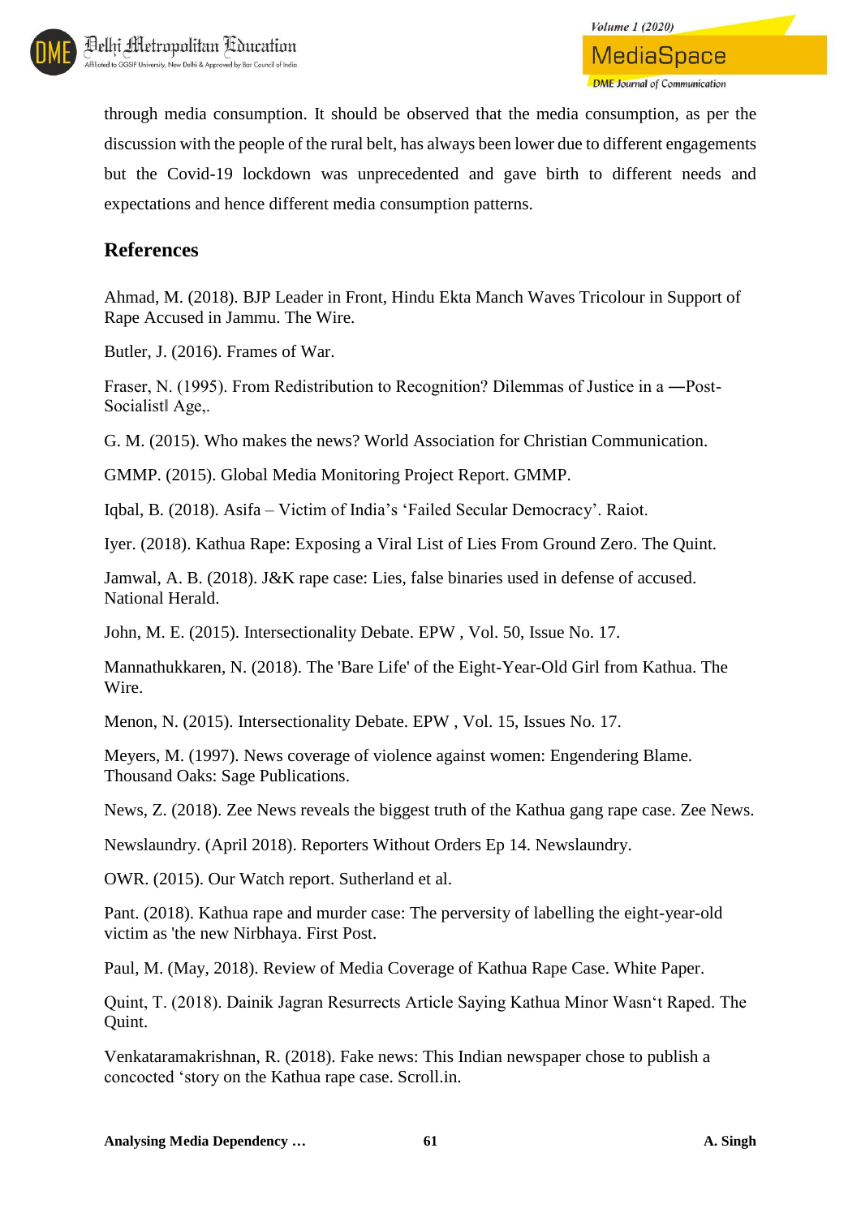through media consumption. It should be observed that the media consumption, as per the discussion with the people of the rural belt, has always been lower due to different engagements but the Covid-19 lockdown was unprecedented and gave birth to different needs and expectations and hence different media consumption patterns.

## References

Ahmad, M. (2018). BJP Leader in Front, Hindu Ekta Manch Waves Tricolour in Support of Rape Accused in Jammu. The Wire.

Butler, J. (2016). Frames of War.

Fraser, N. (1995). From Redistribution to Recognition? Dilemmas of Justice in a ―Post-Socialist‖ Age,.

G. M. (2015). Who makes the news? World Association for Christian Communication.

GMMP. (2015). Global Media Monitoring Project Report. GMMP.

Iqbal, B. (2018). Asifa – Victim of India's 'Failed Secular Democracy'. Raiot.

Iyer. (2018). Kathua Rape: Exposing a Viral List of Lies From Ground Zero. The Quint.

Jamwal, A. B. (2018). J&K rape case: Lies, false binaries used in defense of accused. National Herald.

John, M. E. (2015). Intersectionality Debate. EPW , Vol. 50, Issue No. 17.

Mannathukkaren, N. (2018). The 'Bare Life' of the Eight-Year-Old Girl from Kathua. The Wire.

Menon, N. (2015). Intersectionality Debate. EPW , Vol. 15, Issues No. 17.

Meyers, M. (1997). News coverage of violence against women: Engendering Blame. Thousand Oaks: Sage Publications.

News, Z. (2018). Zee News reveals the biggest truth of the Kathua gang rape case. Zee News.

Newslaundry. (April 2018). Reporters Without Orders Ep 14. Newslaundry.

OWR. (2015). Our Watch report. Sutherland et al.

Pant. (2018). Kathua rape and murder case: The perversity of labelling the eight-year-old victim as 'the new Nirbhaya. First Post.

Paul, M. (May, 2018). Review of Media Coverage of Kathua Rape Case. White Paper.

Quint, T. (2018). Dainik Jagran Resurrects Article Saying Kathua Minor Wasn't Raped. The Quint.

Venkataramakrishnan, R. (2018). Fake news: This Indian newspaper chose to publish a concocted 'story on the Kathua rape case. Scroll.in.